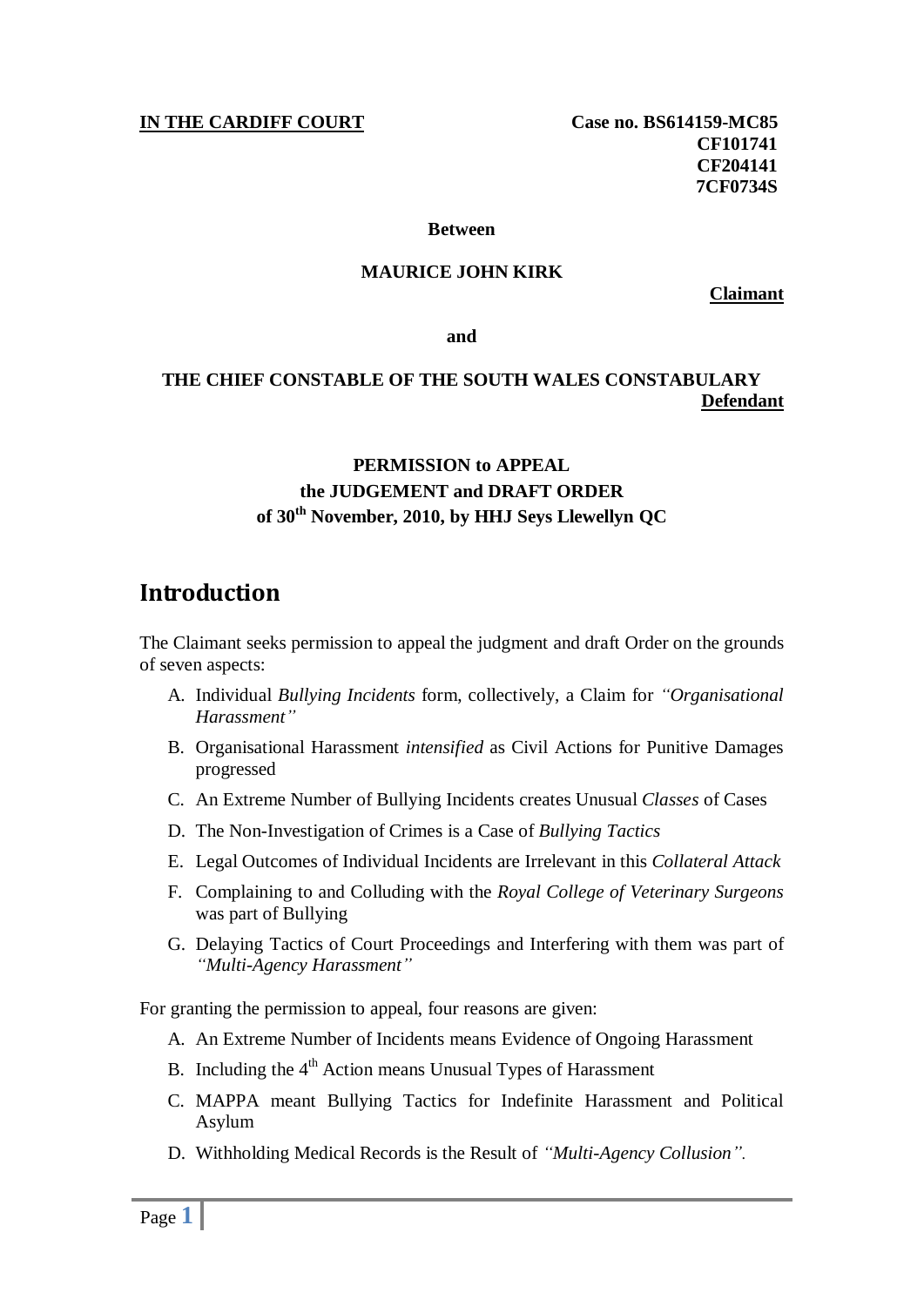**IN THE CARDIFF COURT**

**Case no. BS614159-MC85**
**CF101741**
**CF204141**
**7CF0734S**

**Between**

**MAURICE JOHN KIRK**

**Claimant**

**and**

**THE CHIEF CONSTABLE OF THE SOUTH WALES CONSTABULARY**

**Defendant**

**PERMISSION to APPEAL**
**the JUDGEMENT and DRAFT ORDER**
**of 30th November, 2010, by HHJ Seys Llewellyn QC**

# Introduction

The Claimant seeks permission to appeal the judgment and draft Order on the grounds of seven aspects:

A. Individual *Bullying Incidents* form, collectively, a Claim for *"Organisational Harassment"*
B. Organisational Harassment *intensified* as Civil Actions for Punitive Damages progressed
C. An Extreme Number of Bullying Incidents creates Unusual *Classes* of Cases
D. The Non-Investigation of Crimes is a Case of *Bullying Tactics*
E. Legal Outcomes of Individual Incidents are Irrelevant in this *Collateral Attack*
F. Complaining to and Colluding with the *Royal College of Veterinary Surgeons* was part of Bullying
G. Delaying Tactics of Court Proceedings and Interfering with them was part of *"Multi-Agency Harassment"*

For granting the permission to appeal, four reasons are given:

A. An Extreme Number of Incidents means Evidence of Ongoing Harassment
B. Including the 4th Action means Unusual Types of Harassment
C. MAPPA meant Bullying Tactics for Indefinite Harassment and Political Asylum
D. Withholding Medical Records is the Result of *"Multi-Agency Collusion"*.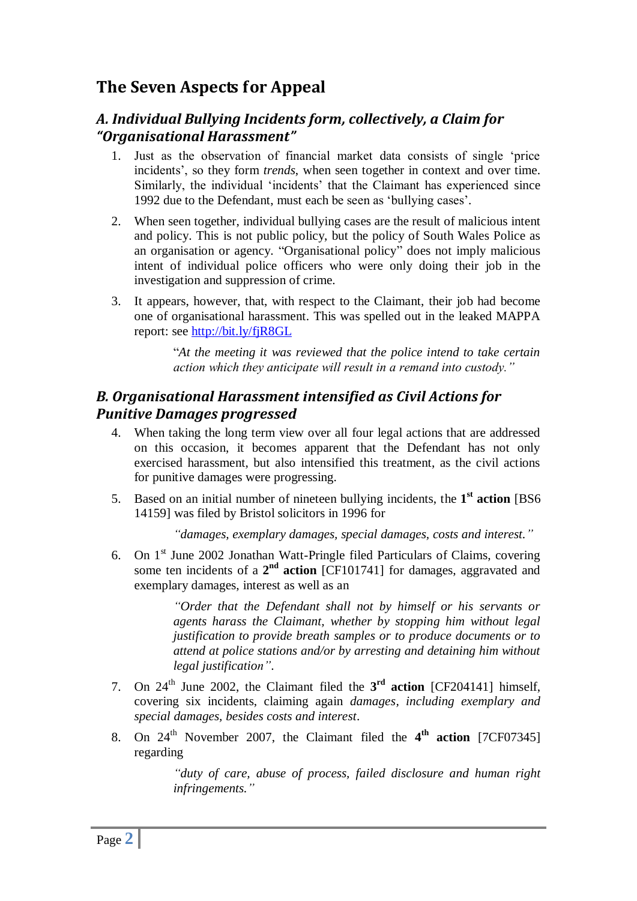## The Seven Aspects for Appeal

### *A. Individual Bullying Incidents form, collectively, a Claim for "Organisational Harassment"*

1. Just as the observation of financial market data consists of single 'price incidents', so they form *trends*, when seen together in context and over time. Similarly, the individual 'incidents' that the Claimant has experienced since 1992 due to the Defendant, must each be seen as 'bullying cases'.

2. When seen together, individual bullying cases are the result of malicious intent and policy. This is not public policy, but the policy of South Wales Police as an organisation or agency. "Organisational policy" does not imply malicious intent of individual police officers who were only doing their job in the investigation and suppression of crime.

3. It appears, however, that, with respect to the Claimant, their job had become one of organisational harassment. This was spelled out in the leaked MAPPA report: see http://bit.ly/fjR8GL

   > "*At the meeting it was reviewed that the police intend to take certain action which they anticipate will result in a remand into custody."*

### *B. Organisational Harassment intensified as Civil Actions for Punitive Damages progressed*

4. When taking the long term view over all four legal actions that are addressed on this occasion, it becomes apparent that the Defendant has not only exercised harassment, but also intensified this treatment, as the civil actions for punitive damages were progressing.

5. Based on an initial number of nineteen bullying incidents, the **1st action** [BS6 14159] was filed by Bristol solicitors in 1996 for

   > *"damages, exemplary damages, special damages, costs and interest."*

6. On 1st June 2002 Jonathan Watt-Pringle filed Particulars of Claims, covering some ten incidents of a **2nd action** [CF101741] for damages, aggravated and exemplary damages, interest as well as an

   > *"Order that the Defendant shall not by himself or his servants or agents harass the Claimant, whether by stopping him without legal justification to provide breath samples or to produce documents or to attend at police stations and/or by arresting and detaining him without legal justification".*

7. On 24th June 2002, the Claimant filed the **3rd action** [CF204141] himself, covering six incidents, claiming again *damages, including exemplary and special damages, besides costs and interest*.

8. On 24th November 2007, the Claimant filed the **4th action** [7CF07345] regarding

   > *"duty of care, abuse of process, failed disclosure and human right infringements."*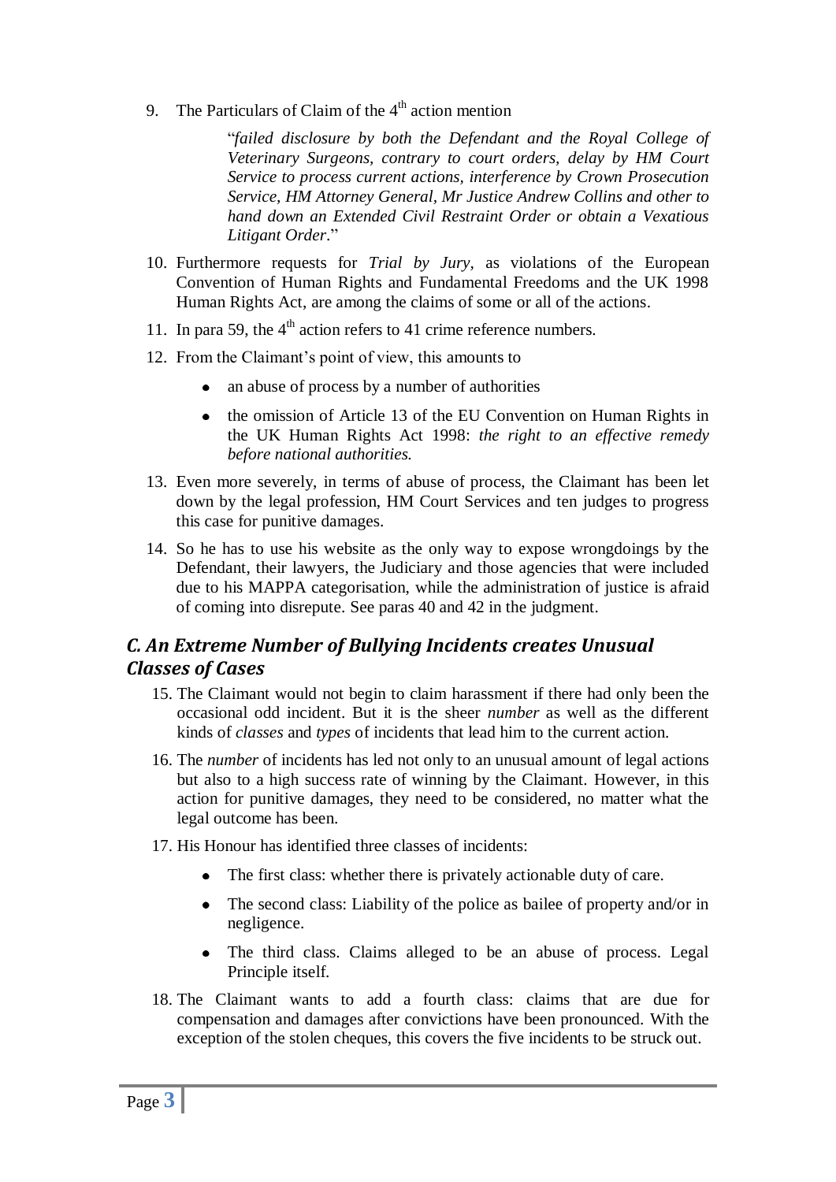9. The Particulars of Claim of the 4th action mention

   > "*failed disclosure by both the Defendant and the Royal College of Veterinary Surgeons, contrary to court orders, delay by HM Court Service to process current actions, interference by Crown Prosecution Service, HM Attorney General, Mr Justice Andrew Collins and other to hand down an Extended Civil Restraint Order or obtain a Vexatious Litigant Order*."

10. Furthermore requests for *Trial by Jury,* as violations of the European Convention of Human Rights and Fundamental Freedoms and the UK 1998 Human Rights Act, are among the claims of some or all of the actions.
11. In para 59, the 4th action refers to 41 crime reference numbers.
12. From the Claimant's point of view, this amounts to
    - an abuse of process by a number of authorities
    - the omission of Article 13 of the EU Convention on Human Rights in the UK Human Rights Act 1998: *the right to an effective remedy before national authorities.*
13. Even more severely, in terms of abuse of process, the Claimant has been let down by the legal profession, HM Court Services and ten judges to progress this case for punitive damages.
14. So he has to use his website as the only way to expose wrongdoings by the Defendant, their lawyers, the Judiciary and those agencies that were included due to his MAPPA categorisation, while the administration of justice is afraid of coming into disrepute. See paras 40 and 42 in the judgment.

## *C. An Extreme Number of Bullying Incidents creates Unusual Classes of Cases*

15. The Claimant would not begin to claim harassment if there had only been the occasional odd incident. But it is the sheer *number* as well as the different kinds of *classes* and *types* of incidents that lead him to the current action.
16. The *number* of incidents has led not only to an unusual amount of legal actions but also to a high success rate of winning by the Claimant. However, in this action for punitive damages, they need to be considered, no matter what the legal outcome has been.
17. His Honour has identified three classes of incidents:
    - The first class: whether there is privately actionable duty of care.
    - The second class: Liability of the police as bailee of property and/or in negligence.
    - The third class. Claims alleged to be an abuse of process. Legal Principle itself.
18. The Claimant wants to add a fourth class: claims that are due for compensation and damages after convictions have been pronounced. With the exception of the stolen cheques, this covers the five incidents to be struck out.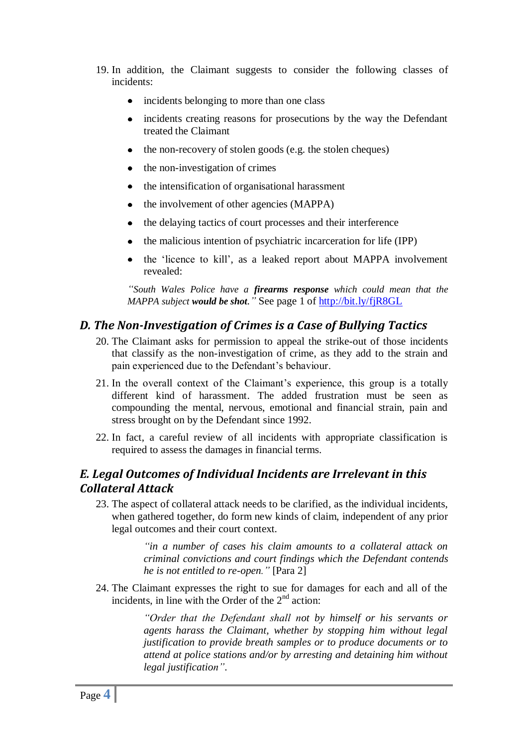19. In addition, the Claimant suggests to consider the following classes of incidents:

    - incidents belonging to more than one class
    - incidents creating reasons for prosecutions by the way the Defendant treated the Claimant
    - the non-recovery of stolen goods (e.g. the stolen cheques)
    - the non-investigation of crimes
    - the intensification of organisational harassment
    - the involvement of other agencies (MAPPA)
    - the delaying tactics of court processes and their interference
    - the malicious intention of psychiatric incarceration for life (IPP)
    - the 'licence to kill', as a leaked report about MAPPA involvement revealed:

    *"South Wales Police have a **firearms response** which could mean that the MAPPA subject **would be shot**."* See page 1 of http://bit.ly/fjR8GL

## *D. The Non-Investigation of Crimes is a Case of Bullying Tactics*

20. The Claimant asks for permission to appeal the strike-out of those incidents that classify as the non-investigation of crime, as they add to the strain and pain experienced due to the Defendant's behaviour.

21. In the overall context of the Claimant's experience, this group is a totally different kind of harassment. The added frustration must be seen as compounding the mental, nervous, emotional and financial strain, pain and stress brought on by the Defendant since 1992.

22. In fact, a careful review of all incidents with appropriate classification is required to assess the damages in financial terms.

## *E. Legal Outcomes of Individual Incidents are Irrelevant in this Collateral Attack*

23. The aspect of collateral attack needs to be clarified, as the individual incidents, when gathered together, do form new kinds of claim, independent of any prior legal outcomes and their court context.

    > *"in a number of cases his claim amounts to a collateral attack on criminal convictions and court findings which the Defendant contends he is not entitled to re-open."* [Para 2]

24. The Claimant expresses the right to sue for damages for each and all of the incidents, in line with the Order of the 2nd action:

    > *"Order that the Defendant shall not by himself or his servants or agents harass the Claimant, whether by stopping him without legal justification to provide breath samples or to produce documents or to attend at police stations and/or by arresting and detaining him without legal justification".*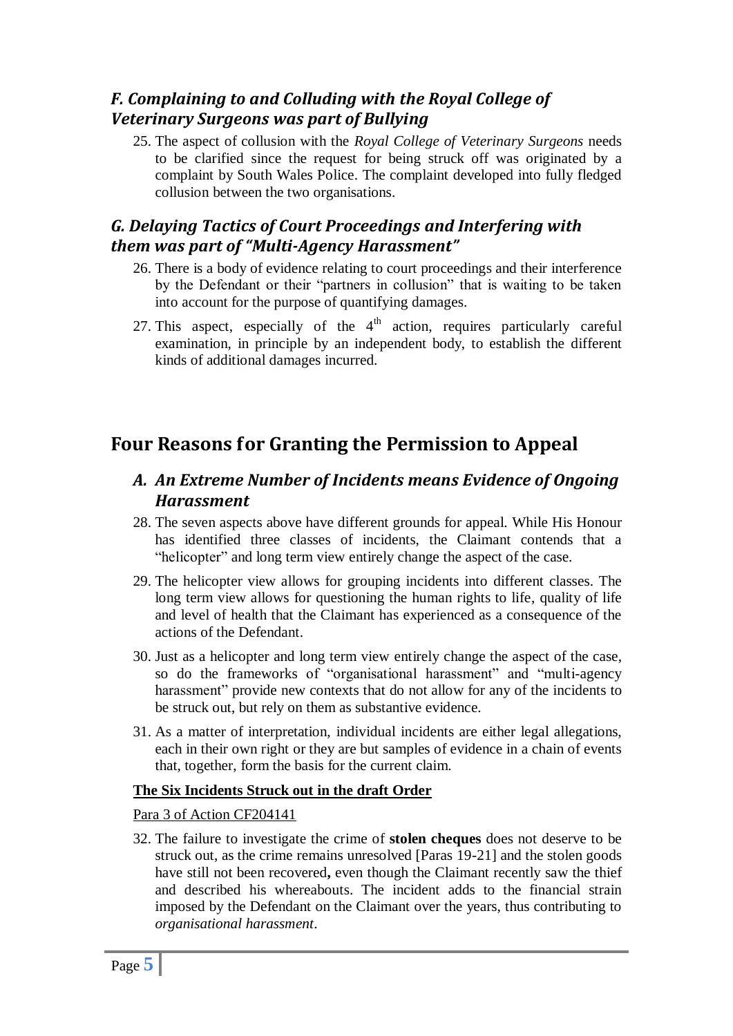### *F. Complaining to and Colluding with the Royal College of Veterinary Surgeons was part of Bullying*

25. The aspect of collusion with the *Royal College of Veterinary Surgeons* needs to be clarified since the request for being struck off was originated by a complaint by South Wales Police. The complaint developed into fully fledged collusion between the two organisations.

### *G. Delaying Tactics of Court Proceedings and Interfering with them was part of "Multi-Agency Harassment"*

26. There is a body of evidence relating to court proceedings and their interference by the Defendant or their "partners in collusion" that is waiting to be taken into account for the purpose of quantifying damages.

27. This aspect, especially of the 4th action, requires particularly careful examination, in principle by an independent body, to establish the different kinds of additional damages incurred.

## Four Reasons for Granting the Permission to Appeal

### *A. An Extreme Number of Incidents means Evidence of Ongoing Harassment*

28. The seven aspects above have different grounds for appeal. While His Honour has identified three classes of incidents, the Claimant contends that a "helicopter" and long term view entirely change the aspect of the case.

29. The helicopter view allows for grouping incidents into different classes. The long term view allows for questioning the human rights to life, quality of life and level of health that the Claimant has experienced as a consequence of the actions of the Defendant.

30. Just as a helicopter and long term view entirely change the aspect of the case, so do the frameworks of "organisational harassment" and "multi-agency harassment" provide new contexts that do not allow for any of the incidents to be struck out, but rely on them as substantive evidence.

31. As a matter of interpretation, individual incidents are either legal allegations, each in their own right or they are but samples of evidence in a chain of events that, together, form the basis for the current claim.

**<u>The Six Incidents Struck out in the draft Order</u>**

<u>Para 3 of Action CF204141</u>

32. The failure to investigate the crime of **stolen cheques** does not deserve to be struck out, as the crime remains unresolved [Paras 19-21] and the stolen goods have still not been recovered**,** even though the Claimant recently saw the thief and described his whereabouts. The incident adds to the financial strain imposed by the Defendant on the Claimant over the years, thus contributing to *organisational harassment*.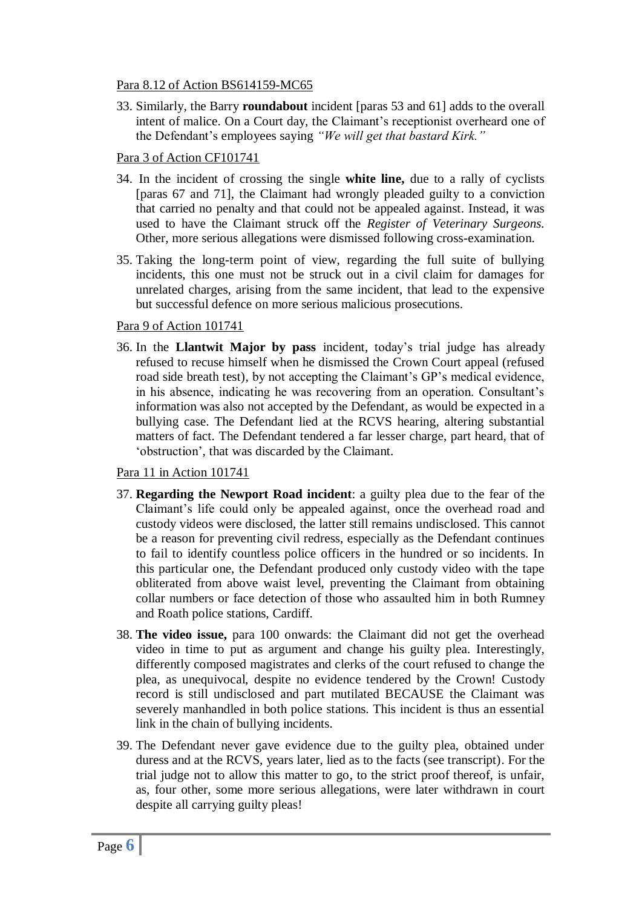Para 8.12 of Action BS614159-MC65

33. Similarly, the Barry **roundabout** incident [paras 53 and 61] adds to the overall intent of malice. On a Court day, the Claimant's receptionist overheard one of the Defendant's employees saying *"We will get that bastard Kirk."*

Para 3 of Action CF101741

34. In the incident of crossing the single **white line,** due to a rally of cyclists [paras 67 and 71], the Claimant had wrongly pleaded guilty to a conviction that carried no penalty and that could not be appealed against. Instead, it was used to have the Claimant struck off the *Register of Veterinary Surgeons.* Other, more serious allegations were dismissed following cross-examination.

35. Taking the long-term point of view, regarding the full suite of bullying incidents, this one must not be struck out in a civil claim for damages for unrelated charges, arising from the same incident, that lead to the expensive but successful defence on more serious malicious prosecutions.

Para 9 of Action 101741

36. In the **Llantwit Major by pass** incident, today's trial judge has already refused to recuse himself when he dismissed the Crown Court appeal (refused road side breath test), by not accepting the Claimant's GP's medical evidence, in his absence, indicating he was recovering from an operation. Consultant's information was also not accepted by the Defendant, as would be expected in a bullying case. The Defendant lied at the RCVS hearing, altering substantial matters of fact. The Defendant tendered a far lesser charge, part heard, that of 'obstruction', that was discarded by the Claimant.

Para 11 in Action 101741

37. **Regarding the Newport Road incident**: a guilty plea due to the fear of the Claimant's life could only be appealed against, once the overhead road and custody videos were disclosed, the latter still remains undisclosed. This cannot be a reason for preventing civil redress, especially as the Defendant continues to fail to identify countless police officers in the hundred or so incidents. In this particular one, the Defendant produced only custody video with the tape obliterated from above waist level, preventing the Claimant from obtaining collar numbers or face detection of those who assaulted him in both Rumney and Roath police stations, Cardiff.

38. **The video issue,** para 100 onwards: the Claimant did not get the overhead video in time to put as argument and change his guilty plea. Interestingly, differently composed magistrates and clerks of the court refused to change the plea, as unequivocal, despite no evidence tendered by the Crown! Custody record is still undisclosed and part mutilated BECAUSE the Claimant was severely manhandled in both police stations. This incident is thus an essential link in the chain of bullying incidents.

39. The Defendant never gave evidence due to the guilty plea, obtained under duress and at the RCVS, years later, lied as to the facts (see transcript). For the trial judge not to allow this matter to go, to the strict proof thereof, is unfair, as, four other, some more serious allegations, were later withdrawn in court despite all carrying guilty pleas!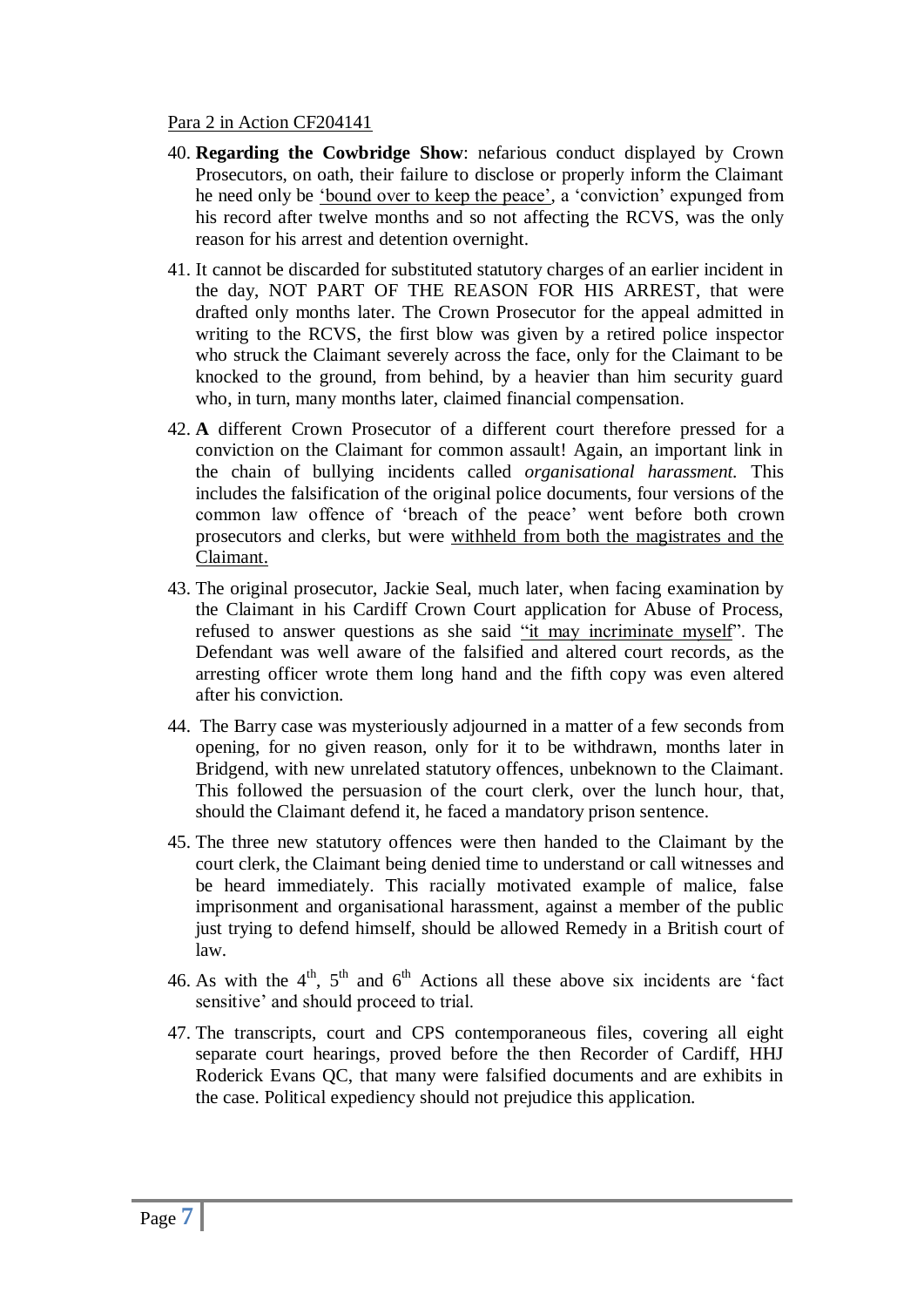Para 2 in Action CF204141

40. **Regarding the Cowbridge Show**: nefarious conduct displayed by Crown Prosecutors, on oath, their failure to disclose or properly inform the Claimant he need only be 'bound over to keep the peace', a 'conviction' expunged from his record after twelve months and so not affecting the RCVS, was the only reason for his arrest and detention overnight.

41. It cannot be discarded for substituted statutory charges of an earlier incident in the day, NOT PART OF THE REASON FOR HIS ARREST, that were drafted only months later. The Crown Prosecutor for the appeal admitted in writing to the RCVS, the first blow was given by a retired police inspector who struck the Claimant severely across the face, only for the Claimant to be knocked to the ground, from behind, by a heavier than him security guard who, in turn, many months later, claimed financial compensation.

42. **A** different Crown Prosecutor of a different court therefore pressed for a conviction on the Claimant for common assault! Again, an important link in the chain of bullying incidents called *organisational harassment.* This includes the falsification of the original police documents, four versions of the common law offence of 'breach of the peace' went before both crown prosecutors and clerks, but were withheld from both the magistrates and the Claimant.

43. The original prosecutor, Jackie Seal, much later, when facing examination by the Claimant in his Cardiff Crown Court application for Abuse of Process, refused to answer questions as she said "it may incriminate myself". The Defendant was well aware of the falsified and altered court records, as the arresting officer wrote them long hand and the fifth copy was even altered after his conviction.

44. The Barry case was mysteriously adjourned in a matter of a few seconds from opening, for no given reason, only for it to be withdrawn, months later in Bridgend, with new unrelated statutory offences, unbeknown to the Claimant. This followed the persuasion of the court clerk, over the lunch hour, that, should the Claimant defend it, he faced a mandatory prison sentence.

45. The three new statutory offences were then handed to the Claimant by the court clerk, the Claimant being denied time to understand or call witnesses and be heard immediately. This racially motivated example of malice, false imprisonment and organisational harassment, against a member of the public just trying to defend himself, should be allowed Remedy in a British court of law.

46. As with the 4th, 5th and 6th Actions all these above six incidents are 'fact sensitive' and should proceed to trial.

47. The transcripts, court and CPS contemporaneous files, covering all eight separate court hearings, proved before the then Recorder of Cardiff, HHJ Roderick Evans QC, that many were falsified documents and are exhibits in the case. Political expediency should not prejudice this application.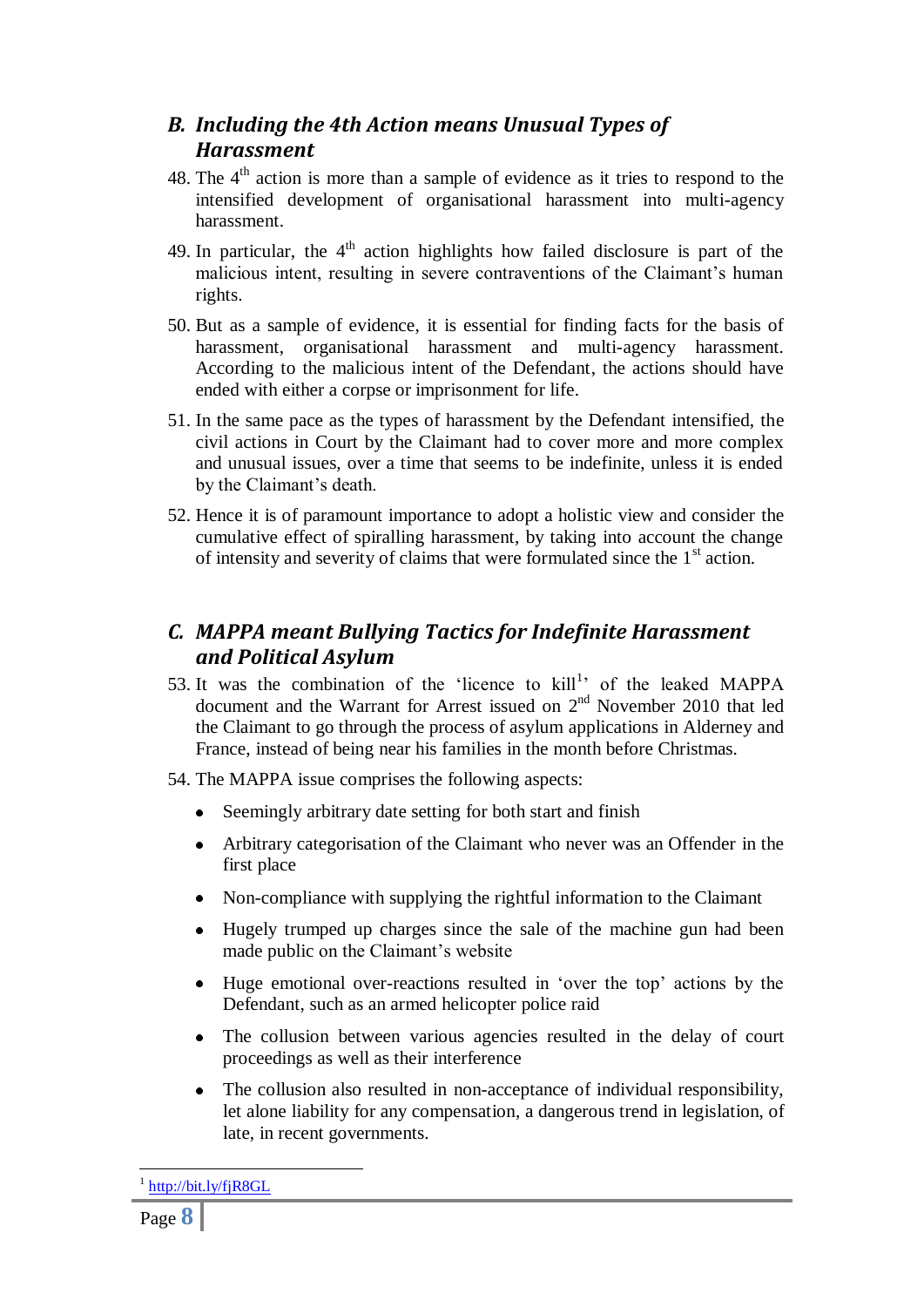### *B. Including the 4th Action means Unusual Types of Harassment*

48. The 4th action is more than a sample of evidence as it tries to respond to the intensified development of organisational harassment into multi-agency harassment.

49. In particular, the 4th action highlights how failed disclosure is part of the malicious intent, resulting in severe contraventions of the Claimant's human rights.

50. But as a sample of evidence, it is essential for finding facts for the basis of harassment, organisational harassment and multi-agency harassment. According to the malicious intent of the Defendant, the actions should have ended with either a corpse or imprisonment for life.

51. In the same pace as the types of harassment by the Defendant intensified, the civil actions in Court by the Claimant had to cover more and more complex and unusual issues, over a time that seems to be indefinite, unless it is ended by the Claimant's death.

52. Hence it is of paramount importance to adopt a holistic view and consider the cumulative effect of spiralling harassment, by taking into account the change of intensity and severity of claims that were formulated since the 1st action.

### *C. MAPPA meant Bullying Tactics for Indefinite Harassment and Political Asylum*

53. It was the combination of the 'licence to kill[1]' of the leaked MAPPA document and the Warrant for Arrest issued on 2nd November 2010 that led the Claimant to go through the process of asylum applications in Alderney and France, instead of being near his families in the month before Christmas.

54. The MAPPA issue comprises the following aspects:

- Seemingly arbitrary date setting for both start and finish
- Arbitrary categorisation of the Claimant who never was an Offender in the first place
- Non-compliance with supplying the rightful information to the Claimant
- Hugely trumped up charges since the sale of the machine gun had been made public on the Claimant's website
- Huge emotional over-reactions resulted in 'over the top' actions by the Defendant, such as an armed helicopter police raid
- The collusion between various agencies resulted in the delay of court proceedings as well as their interference
- The collusion also resulted in non-acceptance of individual responsibility, let alone liability for any compensation, a dangerous trend in legislation, of late, in recent governments.

---

[1] http://bit.ly/fjR8GL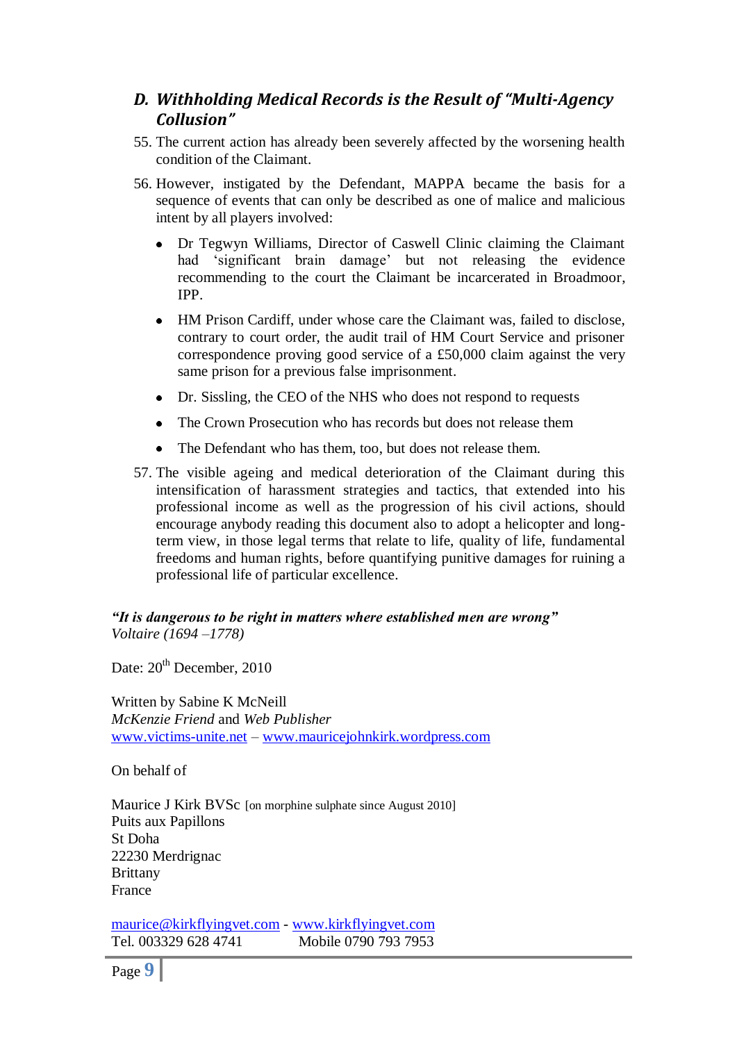### *D. Withholding Medical Records is the Result of "Multi-Agency Collusion"*

55. The current action has already been severely affected by the worsening health condition of the Claimant.

56. However, instigated by the Defendant, MAPPA became the basis for a sequence of events that can only be described as one of malice and malicious intent by all players involved:

    - Dr Tegwyn Williams, Director of Caswell Clinic claiming the Claimant had 'significant brain damage' but not releasing the evidence recommending to the court the Claimant be incarcerated in Broadmoor, IPP.
    - HM Prison Cardiff, under whose care the Claimant was, failed to disclose, contrary to court order, the audit trail of HM Court Service and prisoner correspondence proving good service of a £50,000 claim against the very same prison for a previous false imprisonment.
    - Dr. Sissling, the CEO of the NHS who does not respond to requests
    - The Crown Prosecution who has records but does not release them
    - The Defendant who has them, too, but does not release them.

57. The visible ageing and medical deterioration of the Claimant during this intensification of harassment strategies and tactics, that extended into his professional income as well as the progression of his civil actions, should encourage anybody reading this document also to adopt a helicopter and long-term view, in those legal terms that relate to life, quality of life, fundamental freedoms and human rights, before quantifying punitive damages for ruining a professional life of particular excellence.

***"It is dangerous to be right in matters where established men are wrong"***
*Voltaire (1694 –1778)*

Date: 20th December, 2010

Written by Sabine K McNeill
*McKenzie Friend* and *Web Publisher*
www.victims-unite.net – www.mauricejohnkirk.wordpress.com

On behalf of

Maurice J Kirk BVSc [on morphine sulphate since August 2010]
Puits aux Papillons
St Doha
22230 Merdrignac
Brittany
France

maurice@kirkflyingvet.com - www.kirkflyingvet.com
Tel. 003329 628 4741 Mobile 0790 793 7953